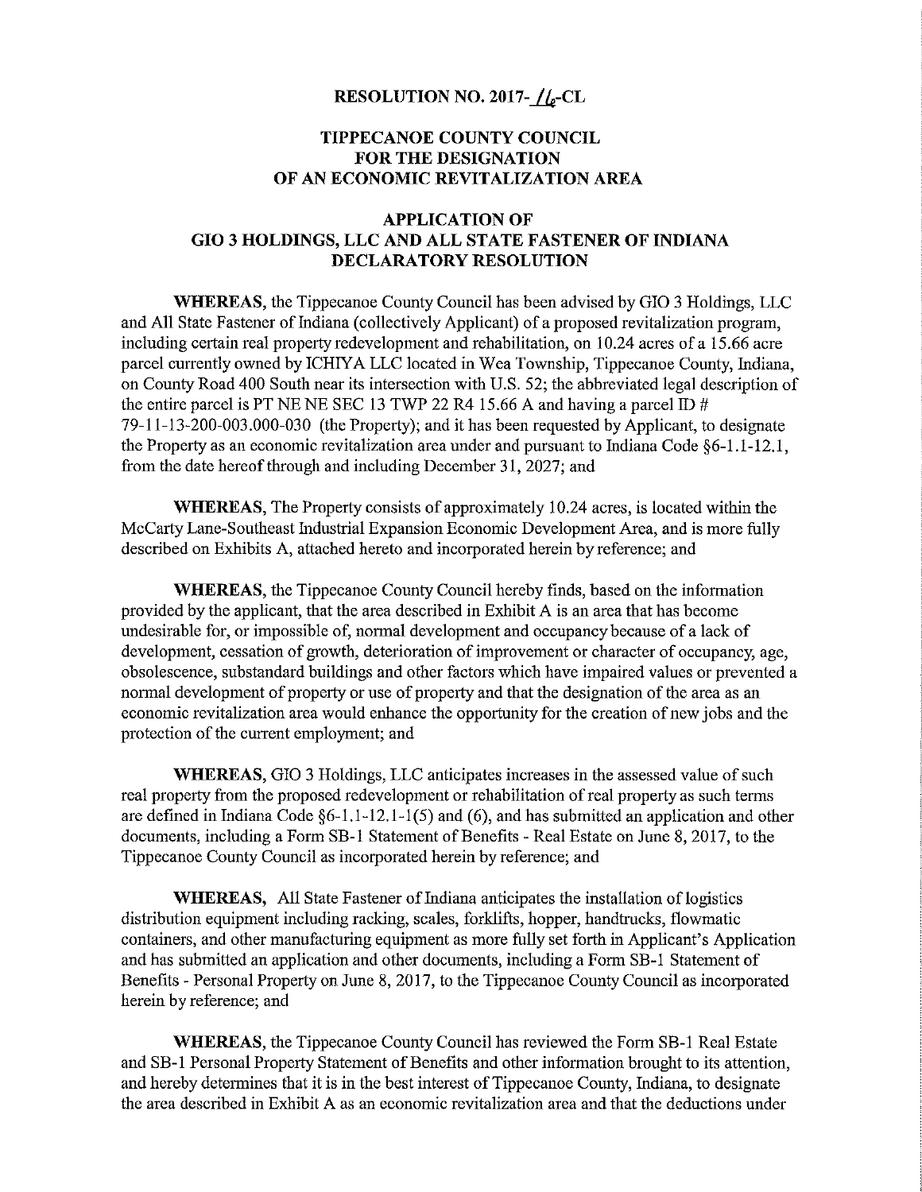# RESOLUTION NO. 2017-16-CL

## TIPPECANOE COUNTY COUNCIL FOR THE DESIGNATION OF AN ECONOMIC REVITALIZATION AREA

## APPLICATION OF GIO 3 HOLDINGS, LLC AND ALL STATE FASTENER OF INDIANA DECLARATORY RESOLUTION

**WHEREAS**, the Tippecanoe County Council has been advised by GIO 3 Holdings, LLC and All State Fastener of Indiana (collectively Applicant) of a proposed revitalization program, including certain real property redevelopment and rehabilitation, on 10.24 acres of a 15.66 acre parcel currently owned by ICHIYA LLC located in Wea Township, Tippecanoe County, Indiana, on County Road 400 South near its intersection with U.S. 52; the abbreviated legal description of the entire parcel is PT NE NE SEC 13 TWP 22 R4 15.66 A and having a parcel ID # 79-11-13-200-003.000-030 (the Property); and it has been requested by Applicant, to designate the Property as an economic revitalization area under and pursuant to Indiana Code §6-1.1-12.1, from the date hereof through and including December 31, 2027; and

**WHEREAS**, The Property consists of approximately 10.24 acres, is located within the McCarty Lane-Southeast Industrial Expansion Economic Development Area, and is more fully described on Exhibits A, attached hereto and incorporated herein by reference; and

**WHEREAS**, the Tippecanoe County Council hereby finds, based on the information provided by the applicant, that the area described in Exhibit A is an area that has become undesirable for, or impossible of, normal development and occupancy because of a lack of development, cessation of growth, deterioration of improvement or character of occupancy, age, obsolescence, substandard buildings and other factors which have impaired values or prevented a normal development of property or use of property and that the designation of the area as an economic revitalization area would enhance the opportunity for the creation of new jobs and the protection of the current employment; and

**WHEREAS**, GIO 3 Holdings, LLC anticipates increases in the assessed value of such real property from the proposed redevelopment or rehabilitation of real property as such terms are defined in Indiana Code §6-1.1-12.1-1(5) and (6), and has submitted an application and other documents, including a Form SB-1 Statement of Benefits - Real Estate on June 8, 2017, to the Tippecanoe County Council as incorporated herein by reference; and

**WHEREAS**, All State Fastener of Indiana anticipates the installation of logistics distribution equipment including racking, scales, forklifts, hopper, handtrucks, flowmatic containers, and other manufacturing equipment as more fully set forth in Applicant's Application and has submitted an application and other documents, including a Form SB-1 Statement of Benefits - Personal Property on June 8, 2017, to the Tippecanoe County Council as incorporated herein by reference; and

**WHEREAS**, the Tippecanoe County Council has reviewed the Form SB-1 Real Estate and SB-1 Personal Property Statement of Benefits and other information brought to its attention, and hereby determines that it is in the best interest of Tippecanoe County, Indiana, to designate the area described in Exhibit A as an economic revitalization area and that the deductions under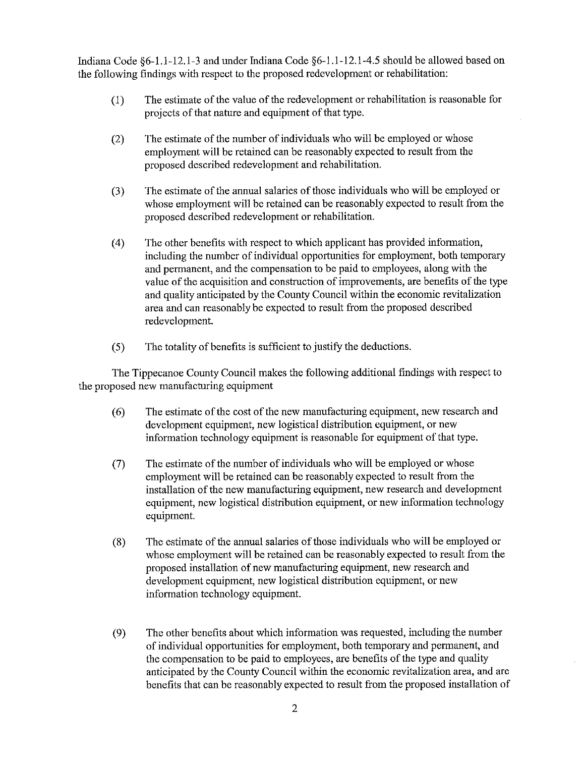Indiana Code §6-1.1-12.1-3 and under Indiana Code §6-1.1-12.1-4.5 should be allowed based on the following findings with respect to the proposed redevelopment or rehabilitation:

(1) The estimate of the value of the redevelopment or rehabilitation is reasonable for projects of that nature and equipment of that type.

(2) The estimate of the number of individuals who will be employed or whose employment will be retained can be reasonably expected to result from the proposed described redevelopment and rehabilitation.

(3) The estimate of the annual salaries of those individuals who will be employed or whose employment will be retained can be reasonably expected to result from the proposed described redevelopment or rehabilitation.

(4) The other benefits with respect to which applicant has provided information, including the number of individual opportunities for employment, both temporary and permanent, and the compensation to be paid to employees, along with the value of the acquisition and construction of improvements, are benefits of the type and quality anticipated by the County Council within the economic revitalization area and can reasonably be expected to result from the proposed described redevelopment.

(5) The totality of benefits is sufficient to justify the deductions.

The Tippecanoe County Council makes the following additional findings with respect to the proposed new manufacturing equipment

(6) The estimate of the cost of the new manufacturing equipment, new research and development equipment, new logistical distribution equipment, or new information technology equipment is reasonable for equipment of that type.

(7) The estimate of the number of individuals who will be employed or whose employment will be retained can be reasonably expected to result from the installation of the new manufacturing equipment, new research and development equipment, new logistical distribution equipment, or new information technology equipment.

(8) The estimate of the annual salaries of those individuals who will be employed or whose employment will be retained can be reasonably expected to result from the proposed installation of new manufacturing equipment, new research and development equipment, new logistical distribution equipment, or new information technology equipment.

(9) The other benefits about which information was requested, including the number of individual opportunities for employment, both temporary and permanent, and the compensation to be paid to employees, are benefits of the type and quality anticipated by the County Council within the economic revitalization area, and are benefits that can be reasonably expected to result from the proposed installation of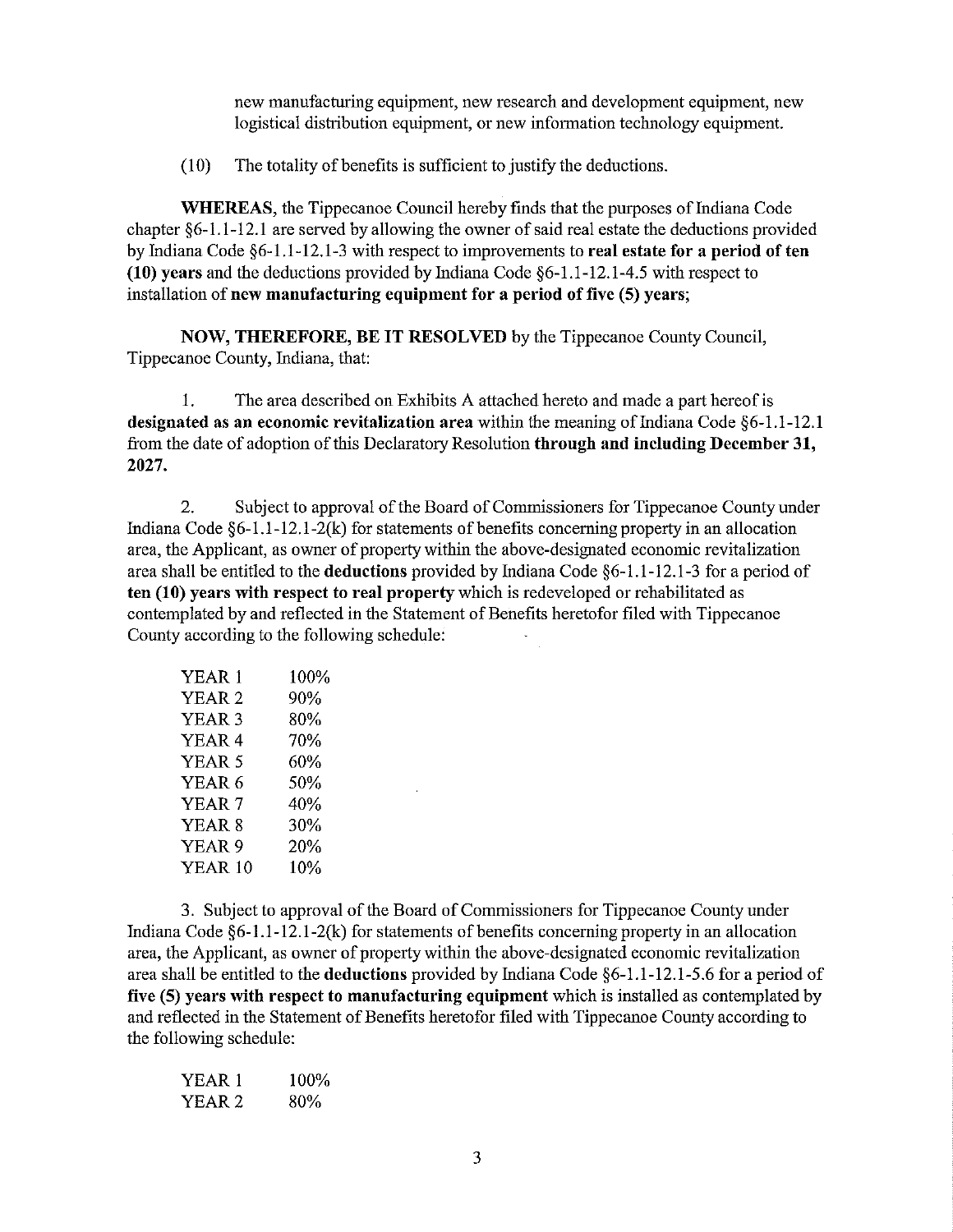new manufacturing equipment, new research and development equipment, new logistical distribution equipment, or new information technology equipment.

(10) The totality of benefits is sufficient to justify the deductions.

**WHEREAS**, the Tippecanoe Council hereby finds that the purposes of Indiana Code chapter §6-1.1-12.1 are served by allowing the owner of said real estate the deductions provided by Indiana Code §6-1.1-12.1-3 with respect to improvements to **real estate for a period of ten (10) years** and the deductions provided by Indiana Code §6-1.1-12.1-4.5 with respect to installation of **new manufacturing equipment for a period of five (5) years**;

**NOW, THEREFORE, BE IT RESOLVED** by the Tippecanoe County Council, Tippecanoe County, Indiana, that:

1. The area described on Exhibits A attached hereto and made a part hereof is **designated as an economic revitalization area** within the meaning of Indiana Code §6-1.1-12.1 from the date of adoption of this Declaratory Resolution **through and including December 31, 2027.**

2. Subject to approval of the Board of Commissioners for Tippecanoe County under Indiana Code §6-1.1-12.1-2(k) for statements of benefits concerning property in an allocation area, the Applicant, as owner of property within the above-designated economic revitalization area shall be entitled to the **deductions** provided by Indiana Code §6-1.1-12.1-3 for a period of **ten (10) years with respect to real property** which is redeveloped or rehabilitated as contemplated by and reflected in the Statement of Benefits heretofor filed with Tippecanoe County according to the following schedule:

| | |
|---|---|
| YEAR 1 | 100% |
| YEAR 2 | 90% |
| YEAR 3 | 80% |
| YEAR 4 | 70% |
| YEAR 5 | 60% |
| YEAR 6 | 50% |
| YEAR 7 | 40% |
| YEAR 8 | 30% |
| YEAR 9 | 20% |
| YEAR 10 | 10% |

3. Subject to approval of the Board of Commissioners for Tippecanoe County under Indiana Code §6-1.1-12.1-2(k) for statements of benefits concerning property in an allocation area, the Applicant, as owner of property within the above-designated economic revitalization area shall be entitled to the **deductions** provided by Indiana Code §6-1.1-12.1-5.6 for a period of **five (5) years with respect to manufacturing equipment** which is installed as contemplated by and reflected in the Statement of Benefits heretofor filed with Tippecanoe County according to the following schedule:

| | |
|---|---|
| YEAR 1 | 100% |
| YEAR 2 | 80% |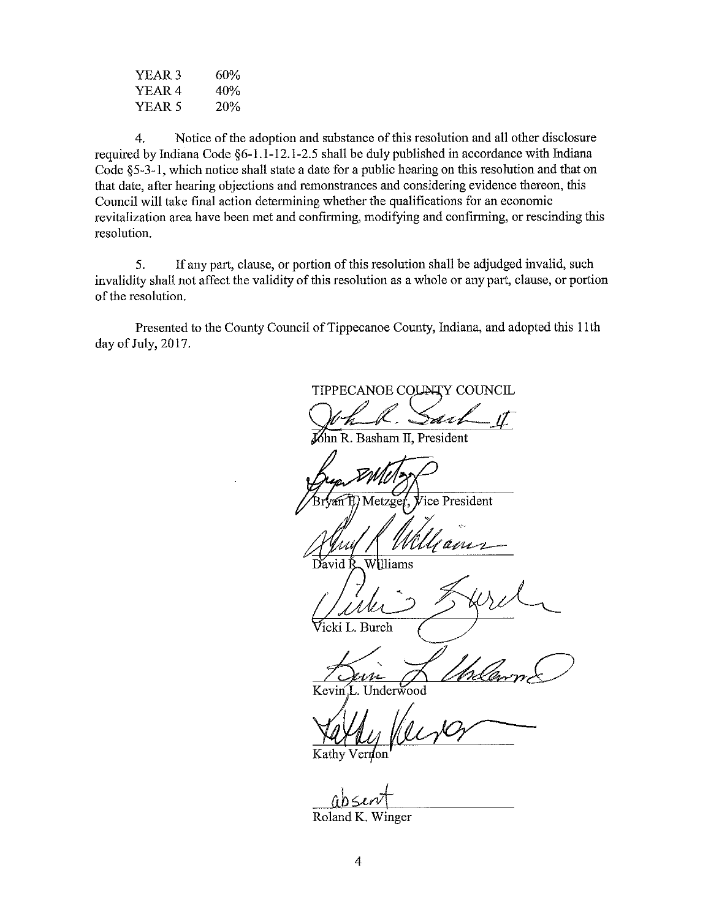| YEAR 3 | 60% |
|---|---|
| YEAR 4 | 40% |
| YEAR 5 | 20% |

4. Notice of the adoption and substance of this resolution and all other disclosure required by Indiana Code §6-1.1-12.1-2.5 shall be duly published in accordance with Indiana Code §5-3-1, which notice shall state a date for a public hearing on this resolution and that on that date, after hearing objections and remonstrances and considering evidence thereon, this Council will take final action determining whether the qualifications for an economic revitalization area have been met and confirming, modifying and confirming, or rescinding this resolution.

5. If any part, clause, or portion of this resolution shall be adjudged invalid, such invalidity shall not affect the validity of this resolution as a whole or any part, clause, or portion of the resolution.

Presented to the County Council of Tippecanoe County, Indiana, and adopted this 11th day of July, 2017.

TIPPECANOE COUNTY COUNCIL

John R. Basham II, President

Bryan E. Metzger, Vice President

David R. Williams

Vicki L. Burch

Kevin L. Underwood

Kathy Vernon

absent
Roland K. Winger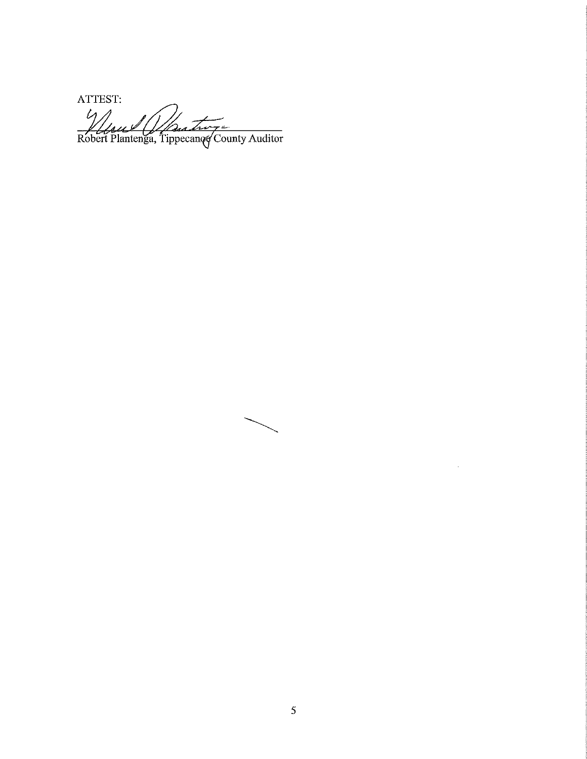ATTEST:

Robert Plantenga, Tippecanoe County Auditor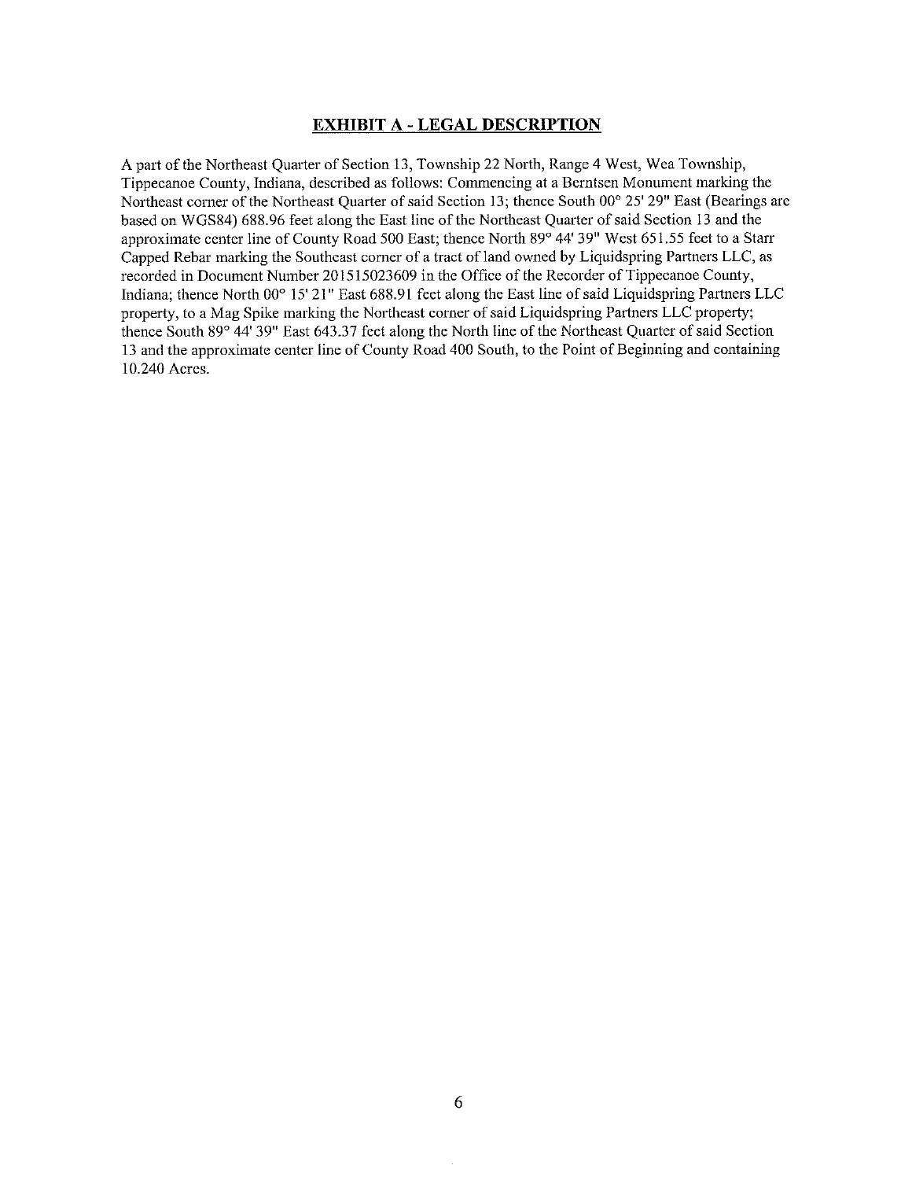## EXHIBIT A - LEGAL DESCRIPTION

A part of the Northeast Quarter of Section 13, Township 22 North, Range 4 West, Wea Township, Tippecanoe County, Indiana, described as follows: Commencing at a Berntsen Monument marking the Northeast corner of the Northeast Quarter of said Section 13; thence South 00° 25' 29" East (Bearings are based on WGS84) 688.96 feet along the East line of the Northeast Quarter of said Section 13 and the approximate center line of County Road 500 East; thence North 89° 44' 39" West 651.55 feet to a Starr Capped Rebar marking the Southeast corner of a tract of land owned by Liquidspring Partners LLC, as recorded in Document Number 201515023609 in the Office of the Recorder of Tippecanoe County, Indiana; thence North 00° 15' 21" East 688.91 feet along the East line of said Liquidspring Partners LLC property, to a Mag Spike marking the Northeast corner of said Liquidspring Partners LLC property; thence South 89° 44' 39" East 643.37 feet along the North line of the Northeast Quarter of said Section 13 and the approximate center line of County Road 400 South, to the Point of Beginning and containing 10.240 Acres.